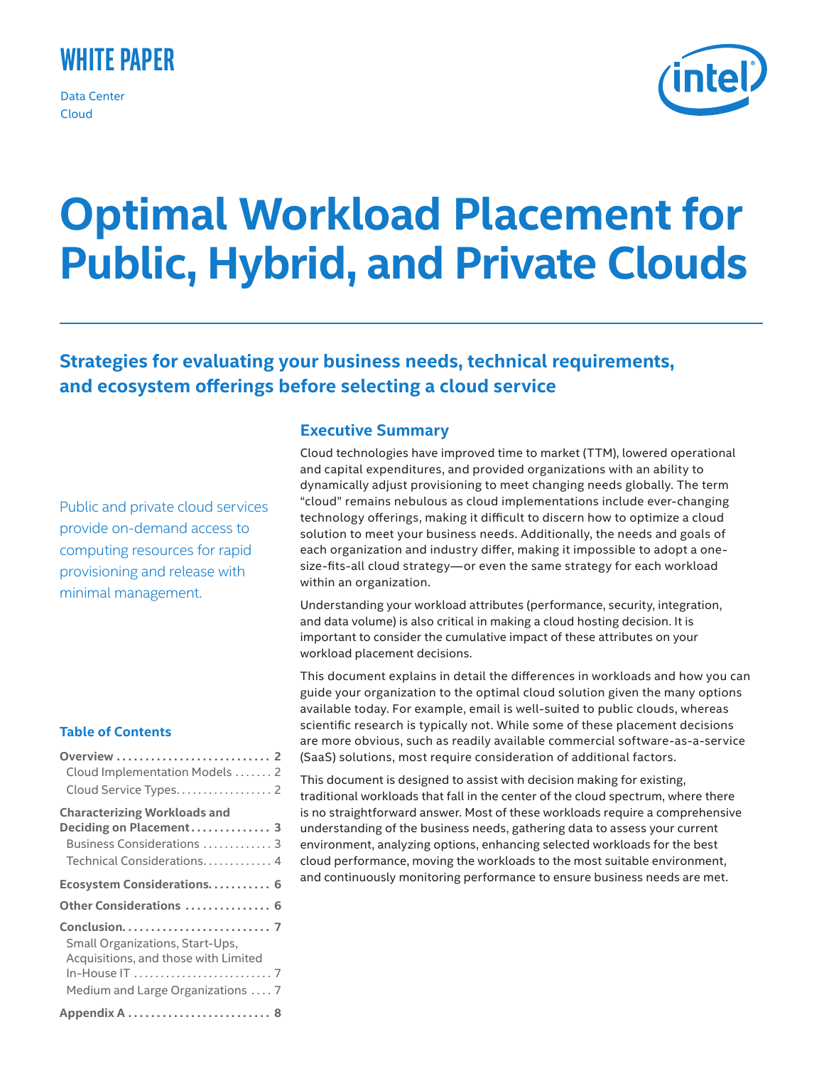WHITE PAPER

Data Center
Cloud

# Optimal Workload Placement for Public, Hybrid, and Private Clouds

## Strategies for evaluating your business needs, technical requirements, and ecosystem offerings before selecting a cloud service

Public and private cloud services provide on-demand access to computing resources for rapid provisioning and release with minimal management.

### Table of Contents

**Overview** . . . . . . . . . . . . . . . . . . . . . . . . . . . **2**
- Cloud Implementation Models . . . . . . . 2
- Cloud Service Types. . . . . . . . . . . . . . . . . 2

**Characterizing Workloads and Deciding on Placement** . . . . . . . . . . . . . . **3**
- Business Considerations . . . . . . . . . . . . . 3
- Technical Considerations. . . . . . . . . . . . . 4

**Ecosystem Considerations**. . . . . . . . . . . **6**

**Other Considerations** . . . . . . . . . . . . . . . **6**

**Conclusion**. . . . . . . . . . . . . . . . . . . . . . . . . . **7**
- Small Organizations, Start-Ups, Acquisitions, and those with Limited In-House IT . . . . . . . . . . . . . . . . . . . . . . . . . 7
- Medium and Large Organizations . . . . 7

**Appendix A** . . . . . . . . . . . . . . . . . . . . . . . . . **8**

## Executive Summary

Cloud technologies have improved time to market (TTM), lowered operational and capital expenditures, and provided organizations with an ability to dynamically adjust provisioning to meet changing needs globally. The term "cloud" remains nebulous as cloud implementations include ever-changing technology offerings, making it difficult to discern how to optimize a cloud solution to meet your business needs. Additionally, the needs and goals of each organization and industry differ, making it impossible to adopt a one-size-fits-all cloud strategy—or even the same strategy for each workload within an organization.

Understanding your workload attributes (performance, security, integration, and data volume) is also critical in making a cloud hosting decision. It is important to consider the cumulative impact of these attributes on your workload placement decisions.

This document explains in detail the differences in workloads and how you can guide your organization to the optimal cloud solution given the many options available today. For example, email is well-suited to public clouds, whereas scientific research is typically not. While some of these placement decisions are more obvious, such as readily available commercial software-as-a-service (SaaS) solutions, most require consideration of additional factors.

This document is designed to assist with decision making for existing, traditional workloads that fall in the center of the cloud spectrum, where there is no straightforward answer. Most of these workloads require a comprehensive understanding of the business needs, gathering data to assess your current environment, analyzing options, enhancing selected workloads for the best cloud performance, moving the workloads to the most suitable environment, and continuously monitoring performance to ensure business needs are met.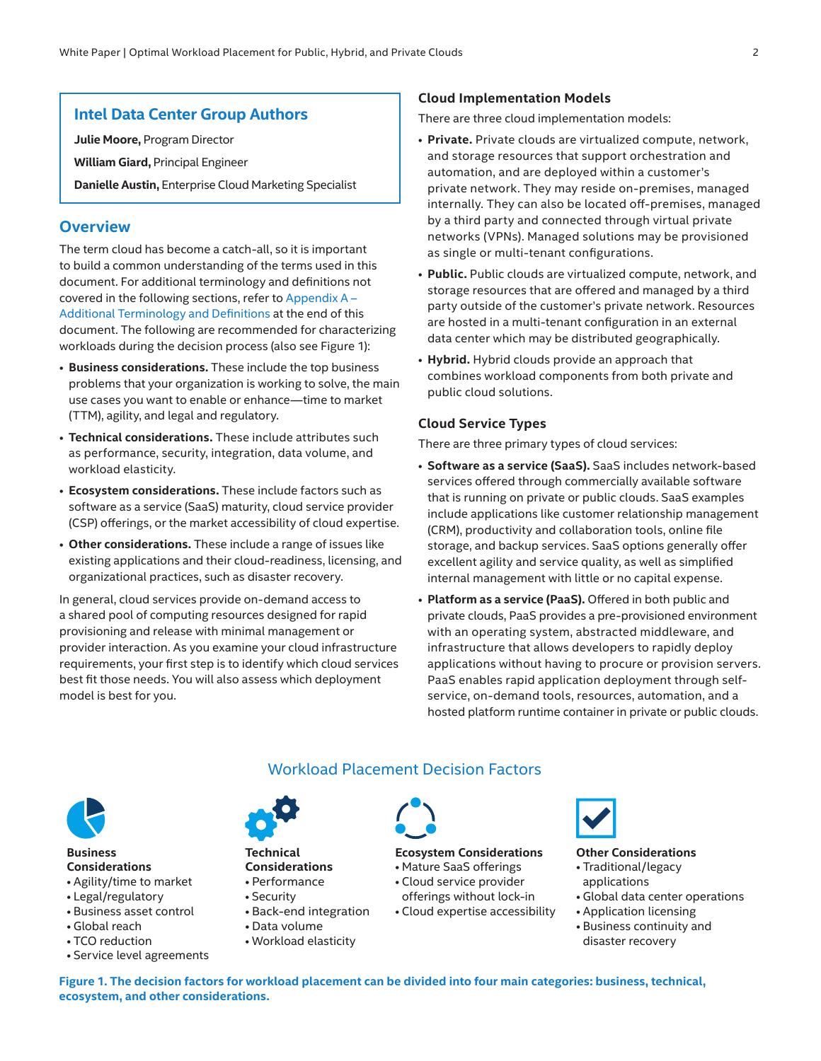## Intel Data Center Group Authors

**Julie Moore,** Program Director

**William Giard,** Principal Engineer

**Danielle Austin,** Enterprise Cloud Marketing Specialist

## Overview

The term cloud has become a catch-all, so it is important to build a common understanding of the terms used in this document. For additional terminology and definitions not covered in the following sections, refer to Appendix A – Additional Terminology and Definitions at the end of this document. The following are recommended for characterizing workloads during the decision process (also see Figure 1):

- **Business considerations.** These include the top business problems that your organization is working to solve, the main use cases you want to enable or enhance—time to market (TTM), agility, and legal and regulatory.
- **Technical considerations.** These include attributes such as performance, security, integration, data volume, and workload elasticity.
- **Ecosystem considerations.** These include factors such as software as a service (SaaS) maturity, cloud service provider (CSP) offerings, or the market accessibility of cloud expertise.
- **Other considerations.** These include a range of issues like existing applications and their cloud-readiness, licensing, and organizational practices, such as disaster recovery.

In general, cloud services provide on-demand access to a shared pool of computing resources designed for rapid provisioning and release with minimal management or provider interaction. As you examine your cloud infrastructure requirements, your first step is to identify which cloud services best fit those needs. You will also assess which deployment model is best for you.

### Cloud Implementation Models

There are three cloud implementation models:

- **Private.** Private clouds are virtualized compute, network, and storage resources that support orchestration and automation, and are deployed within a customer's private network. They may reside on-premises, managed internally. They can also be located off-premises, managed by a third party and connected through virtual private networks (VPNs). Managed solutions may be provisioned as single or multi-tenant configurations.
- **Public.** Public clouds are virtualized compute, network, and storage resources that are offered and managed by a third party outside of the customer's private network. Resources are hosted in a multi-tenant configuration in an external data center which may be distributed geographically.
- **Hybrid.** Hybrid clouds provide an approach that combines workload components from both private and public cloud solutions.

### Cloud Service Types

There are three primary types of cloud services:

- **Software as a service (SaaS).** SaaS includes network-based services offered through commercially available software that is running on private or public clouds. SaaS examples include applications like customer relationship management (CRM), productivity and collaboration tools, online file storage, and backup services. SaaS options generally offer excellent agility and service quality, as well as simplified internal management with little or no capital expense.
- **Platform as a service (PaaS).** Offered in both public and private clouds, PaaS provides a pre-provisioned environment with an operating system, abstracted middleware, and infrastructure that allows developers to rapidly deploy applications without having to procure or provision servers. PaaS enables rapid application deployment through self-service, on-demand tools, resources, automation, and a hosted platform runtime container in private or public clouds.

### Workload Placement Decision Factors

**Business Considerations**
- Agility/time to market
- Legal/regulatory
- Business asset control
- Global reach
- TCO reduction
- Service level agreements

**Technical Considerations**
- Performance
- Security
- Back-end integration
- Data volume
- Workload elasticity

**Ecosystem Considerations**
- Mature SaaS offerings
- Cloud service provider offerings without lock-in
- Cloud expertise accessibility

**Other Considerations**
- Traditional/legacy applications
- Global data center operations
- Application licensing
- Business continuity and disaster recovery

**Figure 1. The decision factors for workload placement can be divided into four main categories: business, technical, ecosystem, and other considerations.**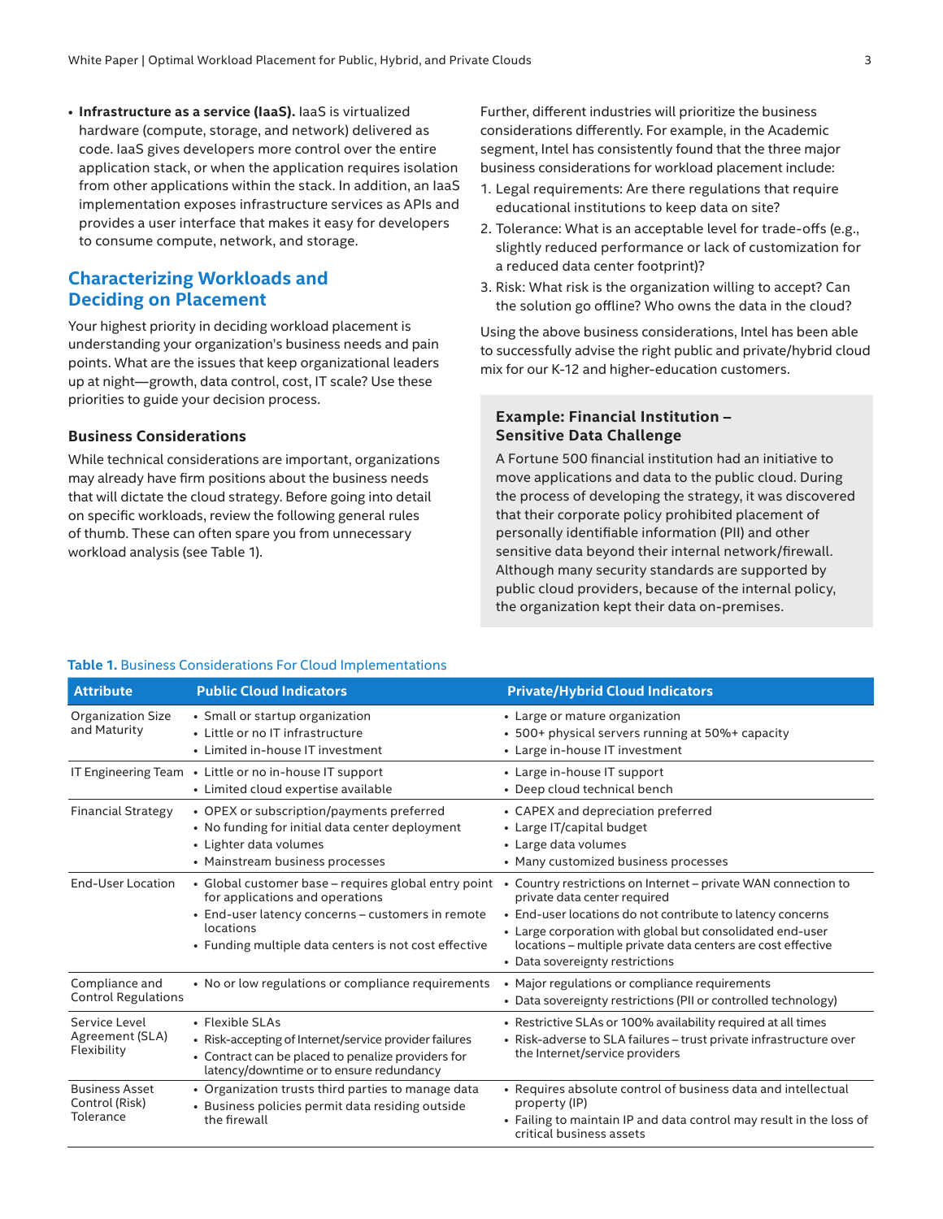- **Infrastructure as a service (IaaS).** IaaS is virtualized hardware (compute, storage, and network) delivered as code. IaaS gives developers more control over the entire application stack, or when the application requires isolation from other applications within the stack. In addition, an IaaS implementation exposes infrastructure services as APIs and provides a user interface that makes it easy for developers to consume compute, network, and storage.

## Characterizing Workloads and Deciding on Placement

Your highest priority in deciding workload placement is understanding your organization's business needs and pain points. What are the issues that keep organizational leaders up at night—growth, data control, cost, IT scale? Use these priorities to guide your decision process.

### Business Considerations

While technical considerations are important, organizations may already have firm positions about the business needs that will dictate the cloud strategy. Before going into detail on specific workloads, review the following general rules of thumb. These can often spare you from unnecessary workload analysis (see Table 1).

Further, different industries will prioritize the business considerations differently. For example, in the Academic segment, Intel has consistently found that the three major business considerations for workload placement include:

1. Legal requirements: Are there regulations that require educational institutions to keep data on site?
2. Tolerance: What is an acceptable level for trade-offs (e.g., slightly reduced performance or lack of customization for a reduced data center footprint)?
3. Risk: What risk is the organization willing to accept? Can the solution go offline? Who owns the data in the cloud?

Using the above business considerations, Intel has been able to successfully advise the right public and private/hybrid cloud mix for our K-12 and higher-education customers.

#### Example: Financial Institution – Sensitive Data Challenge

A Fortune 500 financial institution had an initiative to move applications and data to the public cloud. During the process of developing the strategy, it was discovered that their corporate policy prohibited placement of personally identifiable information (PII) and other sensitive data beyond their internal network/firewall. Although many security standards are supported by public cloud providers, because of the internal policy, the organization kept their data on-premises.

**Table 1.** Business Considerations For Cloud Implementations

| Attribute | Public Cloud Indicators | Private/Hybrid Cloud Indicators |
|---|---|---|
| Organization Size and Maturity | • Small or startup organization<br>• Little or no IT infrastructure<br>• Limited in-house IT investment | • Large or mature organization<br>• 500+ physical servers running at 50%+ capacity<br>• Large in-house IT investment |
| IT Engineering Team | • Little or no in-house IT support<br>• Limited cloud expertise available | • Large in-house IT support<br>• Deep cloud technical bench |
| Financial Strategy | • OPEX or subscription/payments preferred<br>• No funding for initial data center deployment<br>• Lighter data volumes<br>• Mainstream business processes | • CAPEX and depreciation preferred<br>• Large IT/capital budget<br>• Large data volumes<br>• Many customized business processes |
| End-User Location | • Global customer base – requires global entry point for applications and operations<br>• End-user latency concerns – customers in remote locations<br>• Funding multiple data centers is not cost effective | • Country restrictions on Internet – private WAN connection to private data center required<br>• End-user locations do not contribute to latency concerns<br>• Large corporation with global but consolidated end-user locations – multiple private data centers are cost effective<br>• Data sovereignty restrictions |
| Compliance and Control Regulations | • No or low regulations or compliance requirements | • Major regulations or compliance requirements<br>• Data sovereignty restrictions (PII or controlled technology) |
| Service Level Agreement (SLA) Flexibility | • Flexible SLAs<br>• Risk-accepting of Internet/service provider failures<br>• Contract can be placed to penalize providers for latency/downtime or to ensure redundancy | • Restrictive SLAs or 100% availability required at all times<br>• Risk-adverse to SLA failures – trust private infrastructure over the Internet/service providers |
| Business Asset Control (Risk) Tolerance | • Organization trusts third parties to manage data<br>• Business policies permit data residing outside the firewall | • Requires absolute control of business data and intellectual property (IP)<br>• Failing to maintain IP and data control may result in the loss of critical business assets |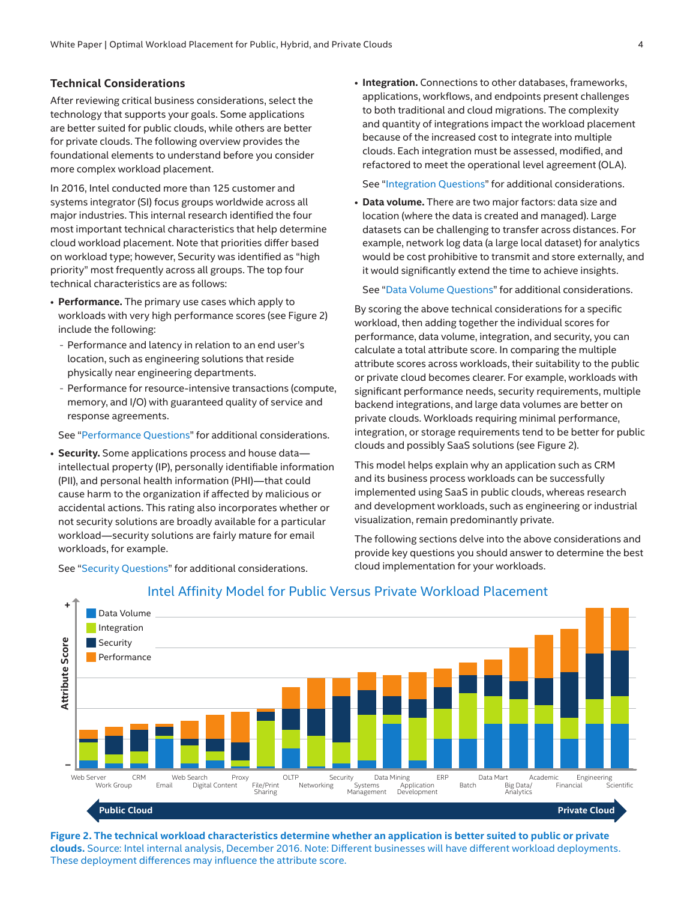### Technical Considerations

After reviewing critical business considerations, select the technology that supports your goals. Some applications are better suited for public clouds, while others are better for private clouds. The following overview provides the foundational elements to understand before you consider more complex workload placement.

In 2016, Intel conducted more than 125 customer and systems integrator (SI) focus groups worldwide across all major industries. This internal research identified the four most important technical characteristics that help determine cloud workload placement. Note that priorities differ based on workload type; however, Security was identified as "high priority" most frequently across all groups. The top four technical characteristics are as follows:

- **Performance.** The primary use cases which apply to workloads with very high performance scores (see Figure 2) include the following:
  - Performance and latency in relation to an end user's location, such as engineering solutions that reside physically near engineering departments.
  - Performance for resource-intensive transactions (compute, memory, and I/O) with guaranteed quality of service and response agreements.

  See "Performance Questions" for additional considerations.

- **Security.** Some applications process and house data—intellectual property (IP), personally identifiable information (PII), and personal health information (PHI)—that could cause harm to the organization if affected by malicious or accidental actions. This rating also incorporates whether or not security solutions are broadly available for a particular workload—security solutions are fairly mature for email workloads, for example.

  See "Security Questions" for additional considerations.

- **Integration.** Connections to other databases, frameworks, applications, workflows, and endpoints present challenges to both traditional and cloud migrations. The complexity and quantity of integrations impact the workload placement because of the increased cost to integrate into multiple clouds. Each integration must be assessed, modified, and refactored to meet the operational level agreement (OLA).

  See "Integration Questions" for additional considerations.

- **Data volume.** There are two major factors: data size and location (where the data is created and managed). Large datasets can be challenging to transfer across distances. For example, network log data (a large local dataset) for analytics would be cost prohibitive to transmit and store externally, and it would significantly extend the time to achieve insights.

  See "Data Volume Questions" for additional considerations.

By scoring the above technical considerations for a specific workload, then adding together the individual scores for performance, data volume, integration, and security, you can calculate a total attribute score. In comparing the multiple attribute scores across workloads, their suitability to the public or private cloud becomes clearer. For example, workloads with significant performance needs, security requirements, multiple backend integrations, and large data volumes are better on private clouds. Workloads requiring minimal performance, integration, or storage requirements tend to be better for public clouds and possibly SaaS solutions (see Figure 2).

This model helps explain why an application such as CRM and its business process workloads can be successfully implemented using SaaS in public clouds, whereas research and development workloads, such as engineering or industrial visualization, remain predominantly private.

The following sections delve into the above considerations and provide key questions you should answer to determine the best cloud implementation for your workloads.

**Intel Affinity Model for Public Versus Private Workload Placement**

[Stacked bar chart: Attribute Score (– to +) by workload, stacked by Data Volume, Integration, Security, Performance. Workloads from Public Cloud to Private Cloud: Web Server, Work Group, CRM, Email, Web Search, Digital Content, Proxy, File/Print Sharing, OLTP, Networking, Security, Systems Management, Data Mining, Application Development, ERP, Batch, Data Mart, Big Data/Analytics, Academic, Financial, Engineering, Scientific]

**Figure 2. The technical workload characteristics determine whether an application is better suited to public or private clouds.** Source: Intel internal analysis, December 2016. Note: Different businesses will have different workload deployments. These deployment differences may influence the attribute score.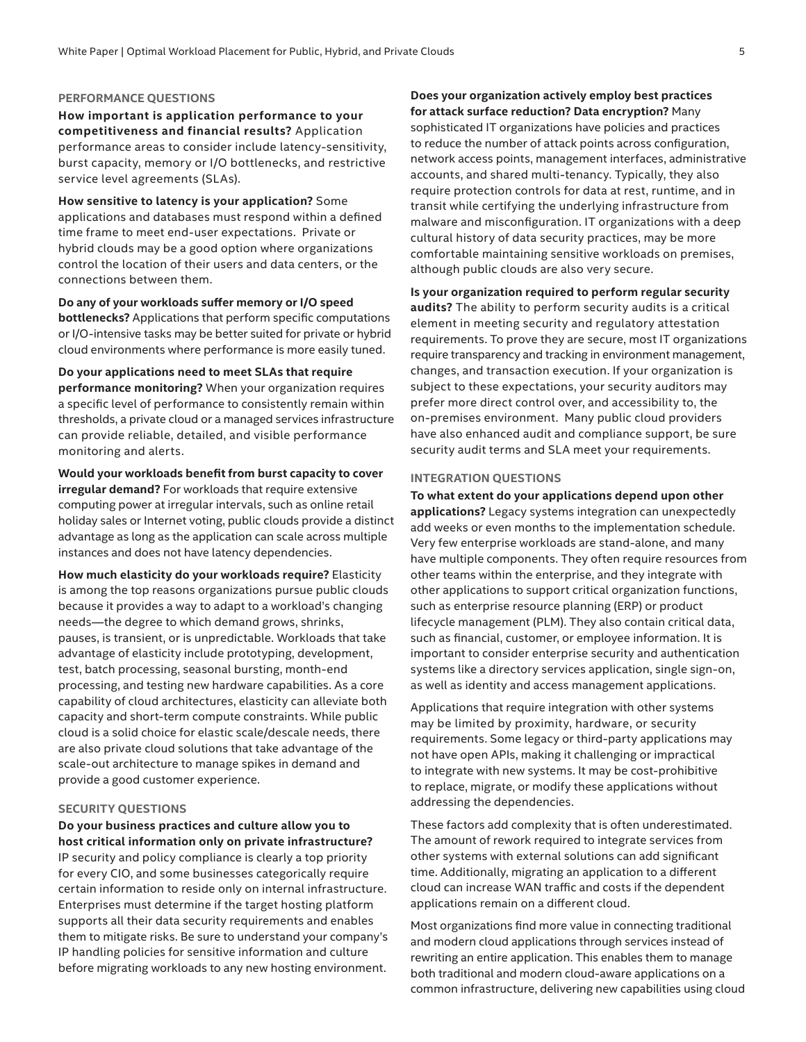### PERFORMANCE QUESTIONS

**How important is application performance to your competitiveness and financial results?** Application performance areas to consider include latency-sensitivity, burst capacity, memory or I/O bottlenecks, and restrictive service level agreements (SLAs).

**How sensitive to latency is your application?** Some applications and databases must respond within a defined time frame to meet end-user expectations. Private or hybrid clouds may be a good option where organizations control the location of their users and data centers, or the connections between them.

**Do any of your workloads suffer memory or I/O speed bottlenecks?** Applications that perform specific computations or I/O-intensive tasks may be better suited for private or hybrid cloud environments where performance is more easily tuned.

**Do your applications need to meet SLAs that require performance monitoring?** When your organization requires a specific level of performance to consistently remain within thresholds, a private cloud or a managed services infrastructure can provide reliable, detailed, and visible performance monitoring and alerts.

**Would your workloads benefit from burst capacity to cover irregular demand?** For workloads that require extensive computing power at irregular intervals, such as online retail holiday sales or Internet voting, public clouds provide a distinct advantage as long as the application can scale across multiple instances and does not have latency dependencies.

**How much elasticity do your workloads require?** Elasticity is among the top reasons organizations pursue public clouds because it provides a way to adapt to a workload's changing needs—the degree to which demand grows, shrinks, pauses, is transient, or is unpredictable. Workloads that take advantage of elasticity include prototyping, development, test, batch processing, seasonal bursting, month-end processing, and testing new hardware capabilities. As a core capability of cloud architectures, elasticity can alleviate both capacity and short-term compute constraints. While public cloud is a solid choice for elastic scale/descale needs, there are also private cloud solutions that take advantage of the scale-out architecture to manage spikes in demand and provide a good customer experience.

### SECURITY QUESTIONS

**Do your business practices and culture allow you to host critical information only on private infrastructure?** IP security and policy compliance is clearly a top priority for every CIO, and some businesses categorically require certain information to reside only on internal infrastructure. Enterprises must determine if the target hosting platform supports all their data security requirements and enables them to mitigate risks. Be sure to understand your company's IP handling policies for sensitive information and culture before migrating workloads to any new hosting environment.

**Does your organization actively employ best practices for attack surface reduction? Data encryption?** Many sophisticated IT organizations have policies and practices to reduce the number of attack points across configuration, network access points, management interfaces, administrative accounts, and shared multi-tenancy. Typically, they also require protection controls for data at rest, runtime, and in transit while certifying the underlying infrastructure from malware and misconfiguration. IT organizations with a deep cultural history of data security practices, may be more comfortable maintaining sensitive workloads on premises, although public clouds are also very secure.

**Is your organization required to perform regular security audits?** The ability to perform security audits is a critical element in meeting security and regulatory attestation requirements. To prove they are secure, most IT organizations require transparency and tracking in environment management, changes, and transaction execution. If your organization is subject to these expectations, your security auditors may prefer more direct control over, and accessibility to, the on-premises environment. Many public cloud providers have also enhanced audit and compliance support, be sure security audit terms and SLA meet your requirements.

### INTEGRATION QUESTIONS

**To what extent do your applications depend upon other applications?** Legacy systems integration can unexpectedly add weeks or even months to the implementation schedule. Very few enterprise workloads are stand-alone, and many have multiple components. They often require resources from other teams within the enterprise, and they integrate with other applications to support critical organization functions, such as enterprise resource planning (ERP) or product lifecycle management (PLM). They also contain critical data, such as financial, customer, or employee information. It is important to consider enterprise security and authentication systems like a directory services application, single sign-on, as well as identity and access management applications.

Applications that require integration with other systems may be limited by proximity, hardware, or security requirements. Some legacy or third-party applications may not have open APIs, making it challenging or impractical to integrate with new systems. It may be cost-prohibitive to replace, migrate, or modify these applications without addressing the dependencies.

These factors add complexity that is often underestimated. The amount of rework required to integrate services from other systems with external solutions can add significant time. Additionally, migrating an application to a different cloud can increase WAN traffic and costs if the dependent applications remain on a different cloud.

Most organizations find more value in connecting traditional and modern cloud applications through services instead of rewriting an entire application. This enables them to manage both traditional and modern cloud-aware applications on a common infrastructure, delivering new capabilities using cloud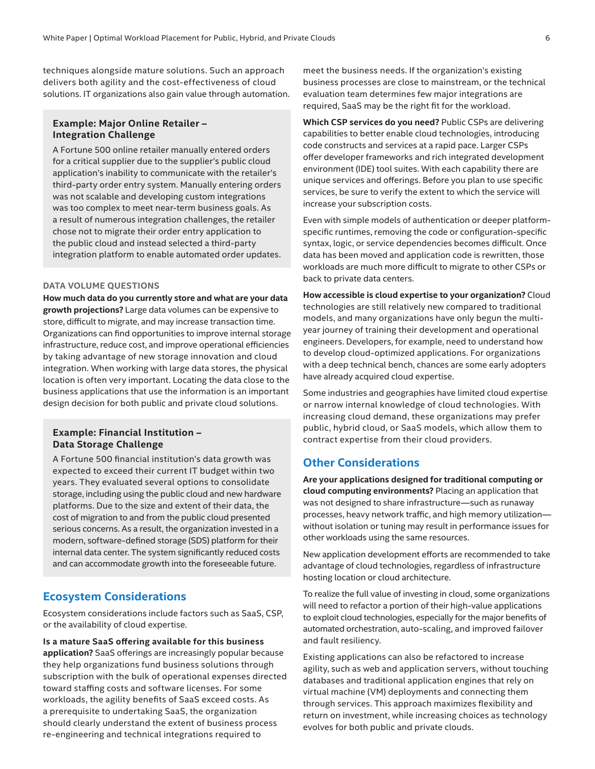techniques alongside mature solutions. Such an approach delivers both agility and the cost-effectiveness of cloud solutions. IT organizations also gain value through automation.

> **Example: Major Online Retailer – Integration Challenge**
>
> A Fortune 500 online retailer manually entered orders for a critical supplier due to the supplier's public cloud application's inability to communicate with the retailer's third-party order entry system. Manually entering orders was not scalable and developing custom integrations was too complex to meet near-term business goals. As a result of numerous integration challenges, the retailer chose not to migrate their order entry application to the public cloud and instead selected a third-party integration platform to enable automated order updates.

#### DATA VOLUME QUESTIONS

**How much data do you currently store and what are your data growth projections?** Large data volumes can be expensive to store, difficult to migrate, and may increase transaction time. Organizations can find opportunities to improve internal storage infrastructure, reduce cost, and improve operational efficiencies by taking advantage of new storage innovation and cloud integration. When working with large data stores, the physical location is often very important. Locating the data close to the business applications that use the information is an important design decision for both public and private cloud solutions.

> **Example: Financial Institution – Data Storage Challenge**
>
> A Fortune 500 financial institution's data growth was expected to exceed their current IT budget within two years. They evaluated several options to consolidate storage, including using the public cloud and new hardware platforms. Due to the size and extent of their data, the cost of migration to and from the public cloud presented serious concerns. As a result, the organization invested in a modern, software-defined storage (SDS) platform for their internal data center. The system significantly reduced costs and can accommodate growth into the foreseeable future.

## Ecosystem Considerations

Ecosystem considerations include factors such as SaaS, CSP, or the availability of cloud expertise.

**Is a mature SaaS offering available for this business application?** SaaS offerings are increasingly popular because they help organizations fund business solutions through subscription with the bulk of operational expenses directed toward staffing costs and software licenses. For some workloads, the agility benefits of SaaS exceed costs. As a prerequisite to undertaking SaaS, the organization should clearly understand the extent of business process re-engineering and technical integrations required to meet the business needs. If the organization's existing business processes are close to mainstream, or the technical evaluation team determines few major integrations are required, SaaS may be the right fit for the workload.

**Which CSP services do you need?** Public CSPs are delivering capabilities to better enable cloud technologies, introducing code constructs and services at a rapid pace. Larger CSPs offer developer frameworks and rich integrated development environment (IDE) tool suites. With each capability there are unique services and offerings. Before you plan to use specific services, be sure to verify the extent to which the service will increase your subscription costs.

Even with simple models of authentication or deeper platform-specific runtimes, removing the code or configuration-specific syntax, logic, or service dependencies becomes difficult. Once data has been moved and application code is rewritten, those workloads are much more difficult to migrate to other CSPs or back to private data centers.

**How accessible is cloud expertise to your organization?** Cloud technologies are still relatively new compared to traditional models, and many organizations have only begun the multi-year journey of training their development and operational engineers. Developers, for example, need to understand how to develop cloud-optimized applications. For organizations with a deep technical bench, chances are some early adopters have already acquired cloud expertise.

Some industries and geographies have limited cloud expertise or narrow internal knowledge of cloud technologies. With increasing cloud demand, these organizations may prefer public, hybrid cloud, or SaaS models, which allow them to contract expertise from their cloud providers.

## Other Considerations

**Are your applications designed for traditional computing or cloud computing environments?** Placing an application that was not designed to share infrastructure—such as runaway processes, heavy network traffic, and high memory utilization—without isolation or tuning may result in performance issues for other workloads using the same resources.

New application development efforts are recommended to take advantage of cloud technologies, regardless of infrastructure hosting location or cloud architecture.

To realize the full value of investing in cloud, some organizations will need to refactor a portion of their high-value applications to exploit cloud technologies, especially for the major benefits of automated orchestration, auto-scaling, and improved failover and fault resiliency.

Existing applications can also be refactored to increase agility, such as web and application servers, without touching databases and traditional application engines that rely on virtual machine (VM) deployments and connecting them through services. This approach maximizes flexibility and return on investment, while increasing choices as technology evolves for both public and private clouds.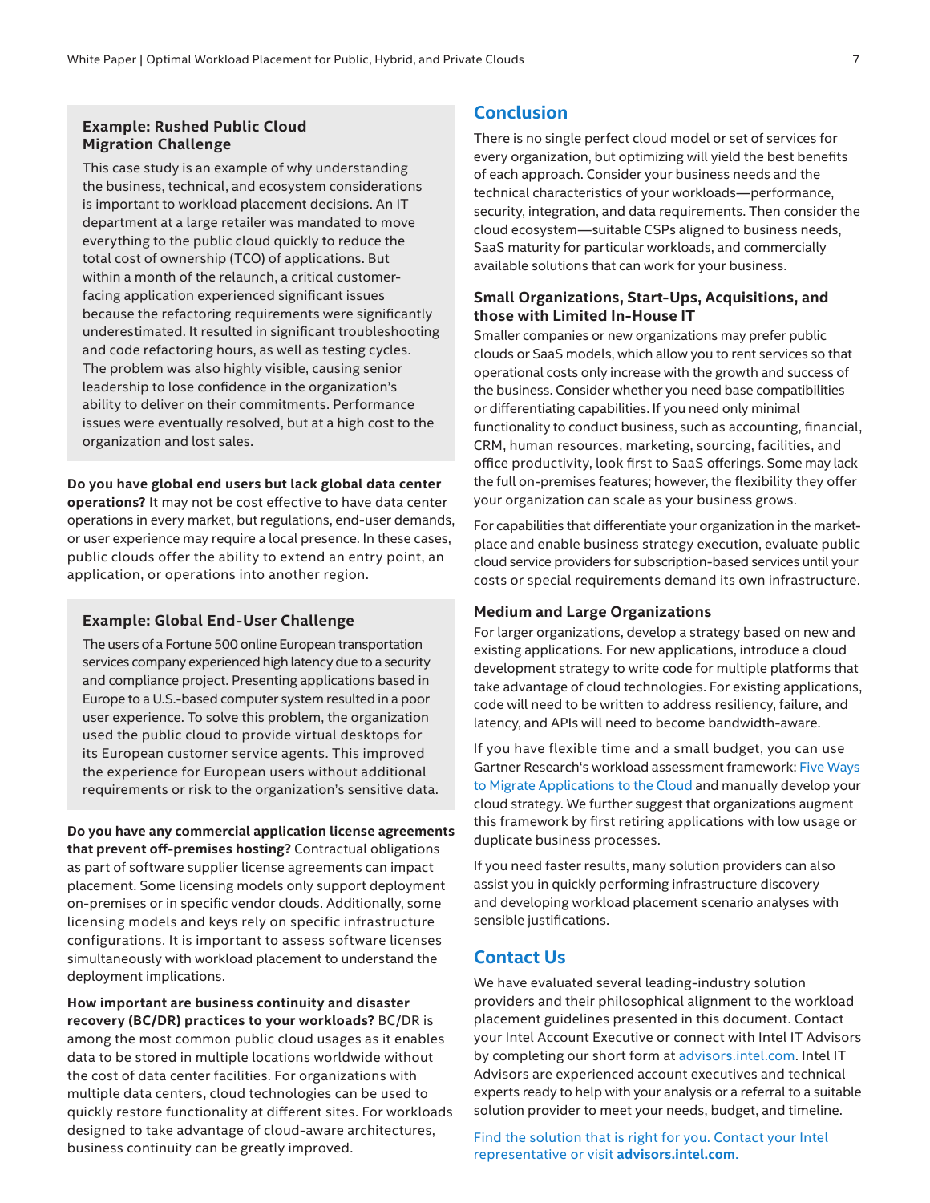### Example: Rushed Public Cloud Migration Challenge

This case study is an example of why understanding the business, technical, and ecosystem considerations is important to workload placement decisions. An IT department at a large retailer was mandated to move everything to the public cloud quickly to reduce the total cost of ownership (TCO) of applications. But within a month of the relaunch, a critical customer-facing application experienced significant issues because the refactoring requirements were significantly underestimated. It resulted in significant troubleshooting and code refactoring hours, as well as testing cycles. The problem was also highly visible, causing senior leadership to lose confidence in the organization's ability to deliver on their commitments. Performance issues were eventually resolved, but at a high cost to the organization and lost sales.

**Do you have global end users but lack global data center operations?** It may not be cost effective to have data center operations in every market, but regulations, end-user demands, or user experience may require a local presence. In these cases, public clouds offer the ability to extend an entry point, an application, or operations into another region.

### Example: Global End-User Challenge

The users of a Fortune 500 online European transportation services company experienced high latency due to a security and compliance project. Presenting applications based in Europe to a U.S.-based computer system resulted in a poor user experience. To solve this problem, the organization used the public cloud to provide virtual desktops for its European customer service agents. This improved the experience for European users without additional requirements or risk to the organization's sensitive data.

**Do you have any commercial application license agreements that prevent off-premises hosting?** Contractual obligations as part of software supplier license agreements can impact placement. Some licensing models only support deployment on-premises or in specific vendor clouds. Additionally, some licensing models and keys rely on specific infrastructure configurations. It is important to assess software licenses simultaneously with workload placement to understand the deployment implications.

**How important are business continuity and disaster recovery (BC/DR) practices to your workloads?** BC/DR is among the most common public cloud usages as it enables data to be stored in multiple locations worldwide without the cost of data center facilities. For organizations with multiple data centers, cloud technologies can be used to quickly restore functionality at different sites. For workloads designed to take advantage of cloud-aware architectures, business continuity can be greatly improved.

## Conclusion

There is no single perfect cloud model or set of services for every organization, but optimizing will yield the best benefits of each approach. Consider your business needs and the technical characteristics of your workloads—performance, security, integration, and data requirements. Then consider the cloud ecosystem—suitable CSPs aligned to business needs, SaaS maturity for particular workloads, and commercially available solutions that can work for your business.

### Small Organizations, Start-Ups, Acquisitions, and those with Limited In-House IT

Smaller companies or new organizations may prefer public clouds or SaaS models, which allow you to rent services so that operational costs only increase with the growth and success of the business. Consider whether you need base compatibilities or differentiating capabilities. If you need only minimal functionality to conduct business, such as accounting, financial, CRM, human resources, marketing, sourcing, facilities, and office productivity, look first to SaaS offerings. Some may lack the full on-premises features; however, the flexibility they offer your organization can scale as your business grows.

For capabilities that differentiate your organization in the market-place and enable business strategy execution, evaluate public cloud service providers for subscription-based services until your costs or special requirements demand its own infrastructure.

### Medium and Large Organizations

For larger organizations, develop a strategy based on new and existing applications. For new applications, introduce a cloud development strategy to write code for multiple platforms that take advantage of cloud technologies. For existing applications, code will need to be written to address resiliency, failure, and latency, and APIs will need to become bandwidth-aware.

If you have flexible time and a small budget, you can use Gartner Research's workload assessment framework: Five Ways to Migrate Applications to the Cloud and manually develop your cloud strategy. We further suggest that organizations augment this framework by first retiring applications with low usage or duplicate business processes.

If you need faster results, many solution providers can also assist you in quickly performing infrastructure discovery and developing workload placement scenario analyses with sensible justifications.

## Contact Us

We have evaluated several leading-industry solution providers and their philosophical alignment to the workload placement guidelines presented in this document. Contact your Intel Account Executive or connect with Intel IT Advisors by completing our short form at advisors.intel.com. Intel IT Advisors are experienced account executives and technical experts ready to help with your analysis or a referral to a suitable solution provider to meet your needs, budget, and timeline.

Find the solution that is right for you. Contact your Intel representative or visit **advisors.intel.com**.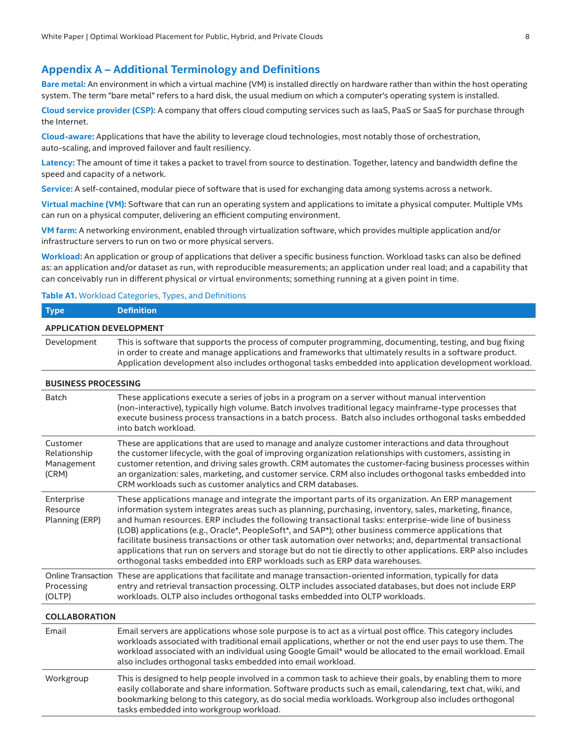## Appendix A – Additional Terminology and Definitions

**Bare metal:** An environment in which a virtual machine (VM) is installed directly on hardware rather than within the host operating system. The term "bare metal" refers to a hard disk, the usual medium on which a computer's operating system is installed.

**Cloud service provider (CSP):** A company that offers cloud computing services such as IaaS, PaaS or SaaS for purchase through the Internet.

**Cloud-aware:** Applications that have the ability to leverage cloud technologies, most notably those of orchestration, auto-scaling, and improved failover and fault resiliency.

**Latency:** The amount of time it takes a packet to travel from source to destination. Together, latency and bandwidth define the speed and capacity of a network.

**Service:** A self-contained, modular piece of software that is used for exchanging data among systems across a network.

**Virtual machine (VM):** Software that can run an operating system and applications to imitate a physical computer. Multiple VMs can run on a physical computer, delivering an efficient computing environment.

**VM farm:** A networking environment, enabled through virtualization software, which provides multiple application and/or infrastructure servers to run on two or more physical servers.

**Workload:** An application or group of applications that deliver a specific business function. Workload tasks can also be defined as: an application and/or dataset as run, with reproducible measurements; an application under real load; and a capability that can conceivably run in different physical or virtual environments; something running at a given point in time.

**Table A1.** Workload Categories, Types, and Definitions

| Type | Definition |
|---|---|
| **APPLICATION DEVELOPMENT** | |
| Development | This is software that supports the process of computer programming, documenting, testing, and bug fixing in order to create and manage applications and frameworks that ultimately results in a software product. Application development also includes orthogonal tasks embedded into application development workload. |
| **BUSINESS PROCESSING** | |
| Batch | These applications execute a series of jobs in a program on a server without manual intervention (non-interactive), typically high volume. Batch involves traditional legacy mainframe-type processes that execute business process transactions in a batch process. Batch also includes orthogonal tasks embedded into batch workload. |
| Customer Relationship Management (CRM) | These are applications that are used to manage and analyze customer interactions and data throughout the customer lifecycle, with the goal of improving organization relationships with customers, assisting in customer retention, and driving sales growth. CRM automates the customer-facing business processes within an organization: sales, marketing, and customer service. CRM also includes orthogonal tasks embedded into CRM workloads such as customer analytics and CRM databases. |
| Enterprise Resource Planning (ERP) | These applications manage and integrate the important parts of its organization. An ERP management information system integrates areas such as planning, purchasing, inventory, sales, marketing, finance, and human resources. ERP includes the following transactional tasks: enterprise-wide line of business (LOB) applications (e.g., Oracle*, PeopleSoft*, and SAP*); other business commerce applications that facilitate business transactions or other task automation over networks; and, departmental transactional applications that run on servers and storage but do not tie directly to other applications. ERP also includes orthogonal tasks embedded into ERP workloads such as ERP data warehouses. |
| Online Transaction Processing (OLTP) | These are applications that facilitate and manage transaction-oriented information, typically for data entry and retrieval transaction processing. OLTP includes associated databases, but does not include ERP workloads. OLTP also includes orthogonal tasks embedded into OLTP workloads. |
| **COLLABORATION** | |
| Email | Email servers are applications whose sole purpose is to act as a virtual post office. This category includes workloads associated with traditional email applications, whether or not the end user pays to use them. The workload associated with an individual using Google Gmail* would be allocated to the email workload. Email also includes orthogonal tasks embedded into email workload. |
| Workgroup | This is designed to help people involved in a common task to achieve their goals, by enabling them to more easily collaborate and share information. Software products such as email, calendaring, text chat, wiki, and bookmarking belong to this category, as do social media workloads. Workgroup also includes orthogonal tasks embedded into workgroup workload. |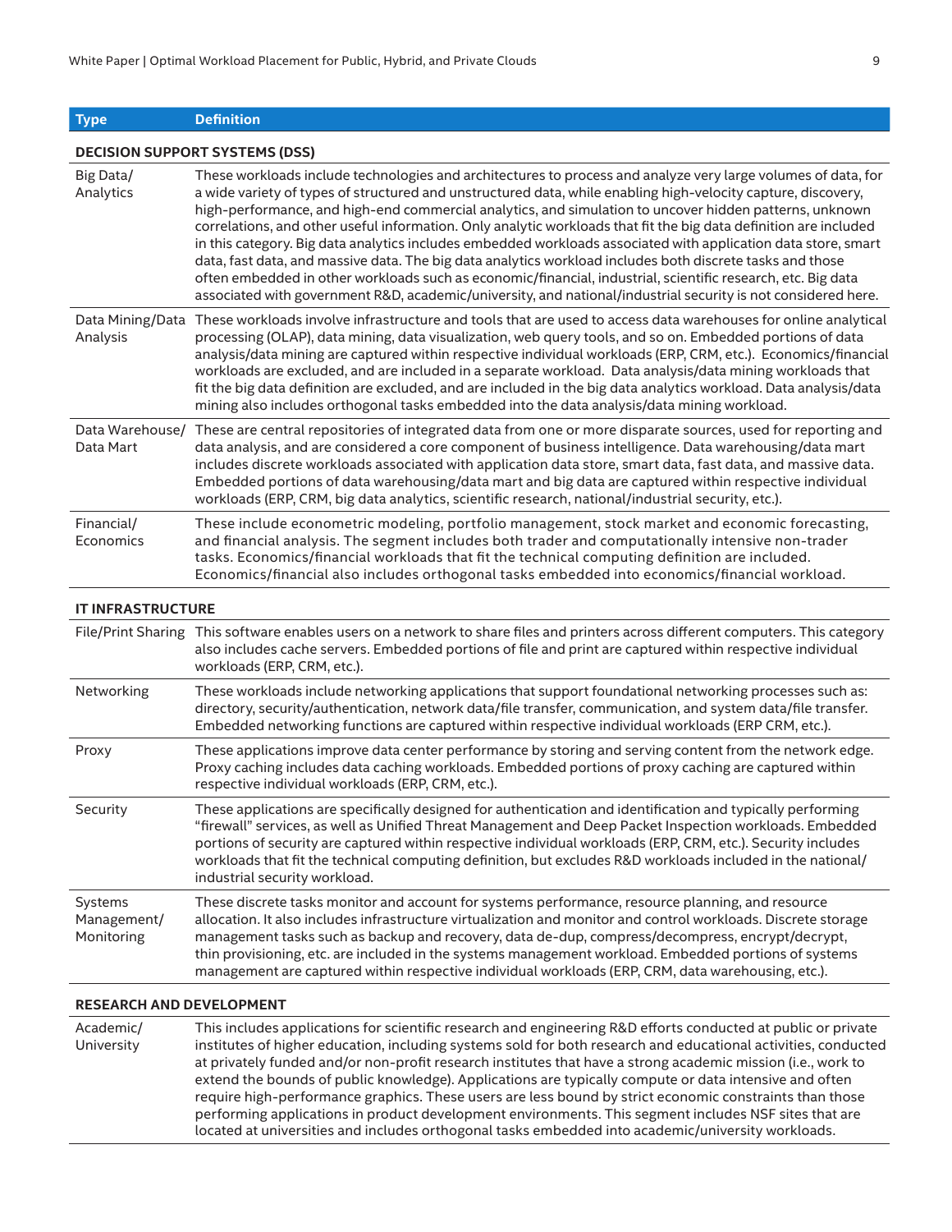| Type | Definition |
|---|---|
| **DECISION SUPPORT SYSTEMS (DSS)** | |
| Big Data/ Analytics | These workloads include technologies and architectures to process and analyze very large volumes of data, for a wide variety of types of structured and unstructured data, while enabling high-velocity capture, discovery, high-performance, and high-end commercial analytics, and simulation to uncover hidden patterns, unknown correlations, and other useful information. Only analytic workloads that fit the big data definition are included in this category. Big data analytics includes embedded workloads associated with application data store, smart data, fast data, and massive data. The big data analytics workload includes both discrete tasks and those often embedded in other workloads such as economic/financial, industrial, scientific research, etc. Big data associated with government R&D, academic/university, and national/industrial security is not considered here. |
| Data Mining/Data Analysis | These workloads involve infrastructure and tools that are used to access data warehouses for online analytical processing (OLAP), data mining, data visualization, web query tools, and so on. Embedded portions of data analysis/data mining are captured within respective individual workloads (ERP, CRM, etc.). Economics/financial workloads are excluded, and are included in a separate workload. Data analysis/data mining workloads that fit the big data definition are excluded, and are included in the big data analytics workload. Data analysis/data mining also includes orthogonal tasks embedded into the data analysis/data mining workload. |
| Data Warehouse/ Data Mart | These are central repositories of integrated data from one or more disparate sources, used for reporting and data analysis, and are considered a core component of business intelligence. Data warehousing/data mart includes discrete workloads associated with application data store, smart data, fast data, and massive data. Embedded portions of data warehousing/data mart and big data are captured within respective individual workloads (ERP, CRM, big data analytics, scientific research, national/industrial security, etc.). |
| Financial/ Economics | These include econometric modeling, portfolio management, stock market and economic forecasting, and financial analysis. The segment includes both trader and computationally intensive non-trader tasks. Economics/financial workloads that fit the technical computing definition are included. Economics/financial also includes orthogonal tasks embedded into economics/financial workload. |
| **IT INFRASTRUCTURE** | |
| File/Print Sharing | This software enables users on a network to share files and printers across different computers. This category also includes cache servers. Embedded portions of file and print are captured within respective individual workloads (ERP, CRM, etc.). |
| Networking | These workloads include networking applications that support foundational networking processes such as: directory, security/authentication, network data/file transfer, communication, and system data/file transfer. Embedded networking functions are captured within respective individual workloads (ERP CRM, etc.). |
| Proxy | These applications improve data center performance by storing and serving content from the network edge. Proxy caching includes data caching workloads. Embedded portions of proxy caching are captured within respective individual workloads (ERP, CRM, etc.). |
| Security | These applications are specifically designed for authentication and identification and typically performing "firewall" services, as well as Unified Threat Management and Deep Packet Inspection workloads. Embedded portions of security are captured within respective individual workloads (ERP, CRM, etc.). Security includes workloads that fit the technical computing definition, but excludes R&D workloads included in the national/ industrial security workload. |
| Systems Management/ Monitoring | These discrete tasks monitor and account for systems performance, resource planning, and resource allocation. It also includes infrastructure virtualization and monitor and control workloads. Discrete storage management tasks such as backup and recovery, data de-dup, compress/decompress, encrypt/decrypt, thin provisioning, etc. are included in the systems management workload. Embedded portions of systems management are captured within respective individual workloads (ERP, CRM, data warehousing, etc.). |
| **RESEARCH AND DEVELOPMENT** | |
| Academic/ University | This includes applications for scientific research and engineering R&D efforts conducted at public or private institutes of higher education, including systems sold for both research and educational activities, conducted at privately funded and/or non-profit research institutes that have a strong academic mission (i.e., work to extend the bounds of public knowledge). Applications are typically compute or data intensive and often require high-performance graphics. These users are less bound by strict economic constraints than those performing applications in product development environments. This segment includes NSF sites that are located at universities and includes orthogonal tasks embedded into academic/university workloads. |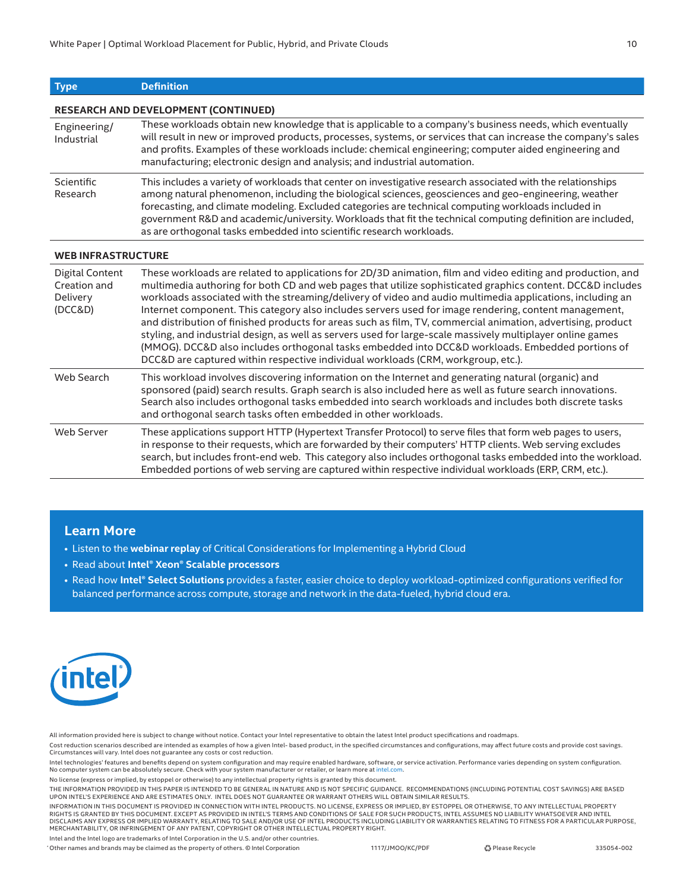| Type | Definition |
|---|---|
| **RESEARCH AND DEVELOPMENT (CONTINUED)** | |
| Engineering/ Industrial | These workloads obtain new knowledge that is applicable to a company's business needs, which eventually will result in new or improved products, processes, systems, or services that can increase the company's sales and profits. Examples of these workloads include: chemical engineering; computer aided engineering and manufacturing; electronic design and analysis; and industrial automation. |
| Scientific Research | This includes a variety of workloads that center on investigative research associated with the relationships among natural phenomenon, including the biological sciences, geosciences and geo-engineering, weather forecasting, and climate modeling. Excluded categories are technical computing workloads included in government R&D and academic/university. Workloads that fit the technical computing definition are included, as are orthogonal tasks embedded into scientific research workloads. |
| **WEB INFRASTRUCTURE** | |
| Digital Content Creation and Delivery (DCC&D) | These workloads are related to applications for 2D/3D animation, film and video editing and production, and multimedia authoring for both CD and web pages that utilize sophisticated graphics content. DCC&D includes workloads associated with the streaming/delivery of video and audio multimedia applications, including an Internet component. This category also includes servers used for image rendering, content management, and distribution of finished products for areas such as film, TV, commercial animation, advertising, product styling, and industrial design, as well as servers used for large-scale massively multiplayer online games (MMOG). DCC&D also includes orthogonal tasks embedded into DCC&D workloads. Embedded portions of DCC&D are captured within respective individual workloads (CRM, workgroup, etc.). |
| Web Search | This workload involves discovering information on the Internet and generating natural (organic) and sponsored (paid) search results. Graph search is also included here as well as future search innovations. Search also includes orthogonal tasks embedded into search workloads and includes both discrete tasks and orthogonal search tasks often embedded in other workloads. |
| Web Server | These applications support HTTP (Hypertext Transfer Protocol) to serve files that form web pages to users, in response to their requests, which are forwarded by their computers' HTTP clients. Web serving excludes search, but includes front-end web. This category also includes orthogonal tasks embedded into the workload. Embedded portions of web serving are captured within respective individual workloads (ERP, CRM, etc.). |

## Learn More

- Listen to the **webinar replay** of Critical Considerations for Implementing a Hybrid Cloud
- Read about **Intel® Xeon® Scalable processors**
- Read how **Intel® Select Solutions** provides a faster, easier choice to deploy workload-optimized configurations verified for balanced performance across compute, storage and network in the data-fueled, hybrid cloud era.

All information provided here is subject to change without notice. Contact your Intel representative to obtain the latest Intel product specifications and roadmaps.

Cost reduction scenarios described are intended as examples of how a given Intel- based product, in the specified circumstances and configurations, may affect future costs and provide cost savings. Circumstances will vary. Intel does not guarantee any costs or cost reduction.

Intel technologies' features and benefits depend on system configuration and may require enabled hardware, software, or service activation. Performance varies depending on system configuration. No computer system can be absolutely secure. Check with your system manufacturer or retailer, or learn more at intel.com.

No license (express or implied, by estoppel or otherwise) to any intellectual property rights is granted by this document.

THE INFORMATION PROVIDED IN THIS PAPER IS INTENDED TO BE GENERAL IN NATURE AND IS NOT SPECIFIC GUIDANCE. RECOMMENDATIONS (INCLUDING POTENTIAL COST SAVINGS) ARE BASED UPON INTEL'S EXPERIENCE AND ARE ESTIMATES ONLY. INTEL DOES NOT GUARANTEE OR WARRANT OTHERS WILL OBTAIN SIMILAR RESULTS.

INFORMATION IN THIS DOCUMENT IS PROVIDED IN CONNECTION WITH INTEL PRODUCTS. NO LICENSE, EXPRESS OR IMPLIED, BY ESTOPPEL OR OTHERWISE, TO ANY INTELLECTUAL PROPERTY RIGHTS IS GRANTED BY THIS DOCUMENT. EXCEPT AS PROVIDED IN INTEL'S TERMS AND CONDITIONS OF SALE FOR SUCH PRODUCTS, INTEL ASSUMES NO LIABILITY WHATSOEVER AND INTEL DISCLAIMS ANY EXPRESS OR IMPLIED WARRANTY, RELATING TO SALE AND/OR USE OF INTEL PRODUCTS INCLUDING LIABILITY OR WARRANTIES RELATING TO FITNESS FOR A PARTICULAR PURPOSE, MERCHANTABILITY, OR INFRINGEMENT OF ANY PATENT, COPYRIGHT OR OTHER INTELLECTUAL PROPERTY RIGHT.

Intel and the Intel logo are trademarks of Intel Corporation in the U.S. and/or other countries.

*Other names and brands may be claimed as the property of others. © Intel Corporation 1117/JMOO/KC/PDF Please Recycle 335054-002